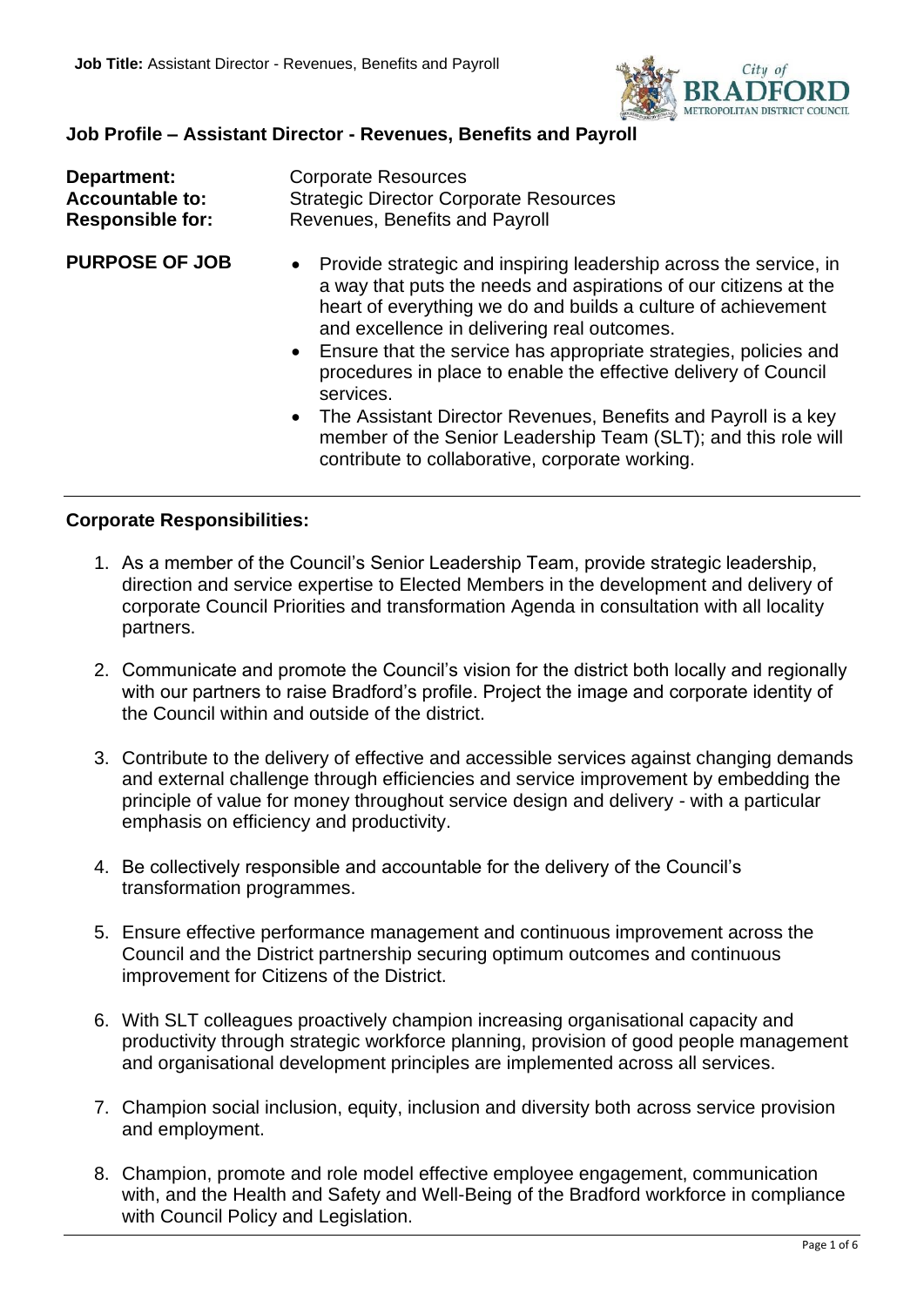## Job Profile – Assistant Director - Revenues, Benefits and Payroll

**Department:** Corporate Resources
**Accountable to:** Strategic Director Corporate Resources
**Responsible for:** Revenues, Benefits and Payroll

**PURPOSE OF JOB**

- Provide strategic and inspiring leadership across the service, in a way that puts the needs and aspirations of our citizens at the heart of everything we do and builds a culture of achievement and excellence in delivering real outcomes.
- Ensure that the service has appropriate strategies, policies and procedures in place to enable the effective delivery of Council services.
- The Assistant Director Revenues, Benefits and Payroll is a key member of the Senior Leadership Team (SLT); and this role will contribute to collaborative, corporate working.

---

**Corporate Responsibilities:**

1. As a member of the Council's Senior Leadership Team, provide strategic leadership, direction and service expertise to Elected Members in the development and delivery of corporate Council Priorities and transformation Agenda in consultation with all locality partners.
2. Communicate and promote the Council's vision for the district both locally and regionally with our partners to raise Bradford's profile. Project the image and corporate identity of the Council within and outside of the district.
3. Contribute to the delivery of effective and accessible services against changing demands and external challenge through efficiencies and service improvement by embedding the principle of value for money throughout service design and delivery - with a particular emphasis on efficiency and productivity.
4. Be collectively responsible and accountable for the delivery of the Council's transformation programmes.
5. Ensure effective performance management and continuous improvement across the Council and the District partnership securing optimum outcomes and continuous improvement for Citizens of the District.
6. With SLT colleagues proactively champion increasing organisational capacity and productivity through strategic workforce planning, provision of good people management and organisational development principles are implemented across all services.
7. Champion social inclusion, equity, inclusion and diversity both across service provision and employment.
8. Champion, promote and role model effective employee engagement, communication with, and the Health and Safety and Well-Being of the Bradford workforce in compliance with Council Policy and Legislation.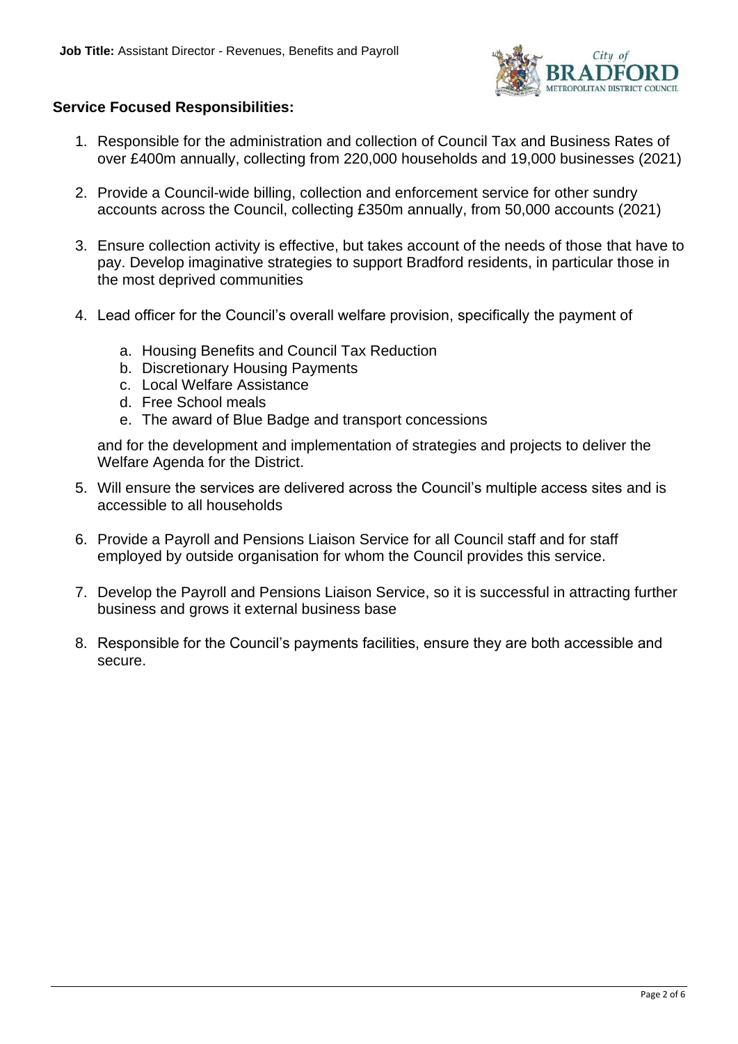**Job Title:** Assistant Director - Revenues, Benefits and Payroll

## Service Focused Responsibilities:

1. Responsible for the administration and collection of Council Tax and Business Rates of over £400m annually, collecting from 220,000 households and 19,000 businesses (2021)

2. Provide a Council-wide billing, collection and enforcement service for other sundry accounts across the Council, collecting £350m annually, from 50,000 accounts (2021)

3. Ensure collection activity is effective, but takes account of the needs of those that have to pay. Develop imaginative strategies to support Bradford residents, in particular those in the most deprived communities

4. Lead officer for the Council's overall welfare provision, specifically the payment of

   a. Housing Benefits and Council Tax Reduction
   b. Discretionary Housing Payments
   c. Local Welfare Assistance
   d. Free School meals
   e. The award of Blue Badge and transport concessions

   and for the development and implementation of strategies and projects to deliver the Welfare Agenda for the District.

5. Will ensure the services are delivered across the Council's multiple access sites and is accessible to all households

6. Provide a Payroll and Pensions Liaison Service for all Council staff and for staff employed by outside organisation for whom the Council provides this service.

7. Develop the Payroll and Pensions Liaison Service, so it is successful in attracting further business and grows it external business base

8. Responsible for the Council's payments facilities, ensure they are both accessible and secure.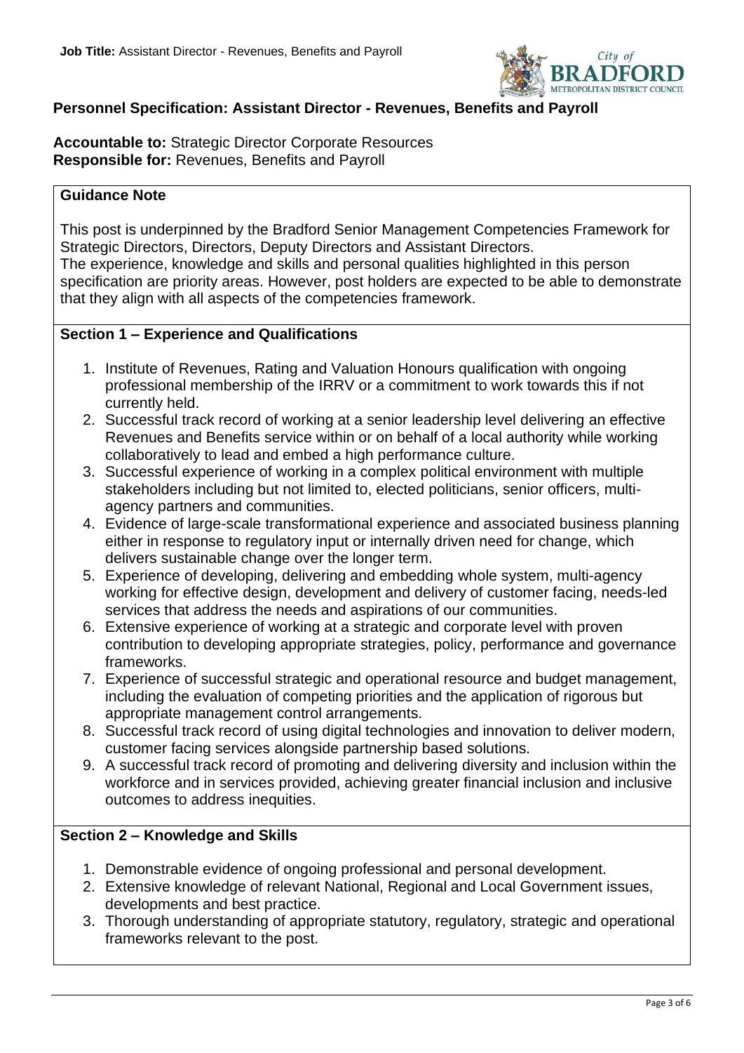**Job Title:** Assistant Director - Revenues, Benefits and Payroll

## Personnel Specification: Assistant Director - Revenues, Benefits and Payroll

**Accountable to:** Strategic Director Corporate Resources
**Responsible for:** Revenues, Benefits and Payroll

### Guidance Note

This post is underpinned by the Bradford Senior Management Competencies Framework for Strategic Directors, Directors, Deputy Directors and Assistant Directors.
The experience, knowledge and skills and personal qualities highlighted in this person specification are priority areas. However, post holders are expected to be able to demonstrate that they align with all aspects of the competencies framework.

### Section 1 – Experience and Qualifications

1. Institute of Revenues, Rating and Valuation Honours qualification with ongoing professional membership of the IRRV or a commitment to work towards this if not currently held.
2. Successful track record of working at a senior leadership level delivering an effective Revenues and Benefits service within or on behalf of a local authority while working collaboratively to lead and embed a high performance culture.
3. Successful experience of working in a complex political environment with multiple stakeholders including but not limited to, elected politicians, senior officers, multi-agency partners and communities.
4. Evidence of large-scale transformational experience and associated business planning either in response to regulatory input or internally driven need for change, which delivers sustainable change over the longer term.
5. Experience of developing, delivering and embedding whole system, multi-agency working for effective design, development and delivery of customer facing, needs-led services that address the needs and aspirations of our communities.
6. Extensive experience of working at a strategic and corporate level with proven contribution to developing appropriate strategies, policy, performance and governance frameworks.
7. Experience of successful strategic and operational resource and budget management, including the evaluation of competing priorities and the application of rigorous but appropriate management control arrangements.
8. Successful track record of using digital technologies and innovation to deliver modern, customer facing services alongside partnership based solutions.
9. A successful track record of promoting and delivering diversity and inclusion within the workforce and in services provided, achieving greater financial inclusion and inclusive outcomes to address inequities.

### Section 2 – Knowledge and Skills

1. Demonstrable evidence of ongoing professional and personal development.
2. Extensive knowledge of relevant National, Regional and Local Government issues, developments and best practice.
3. Thorough understanding of appropriate statutory, regulatory, strategic and operational frameworks relevant to the post.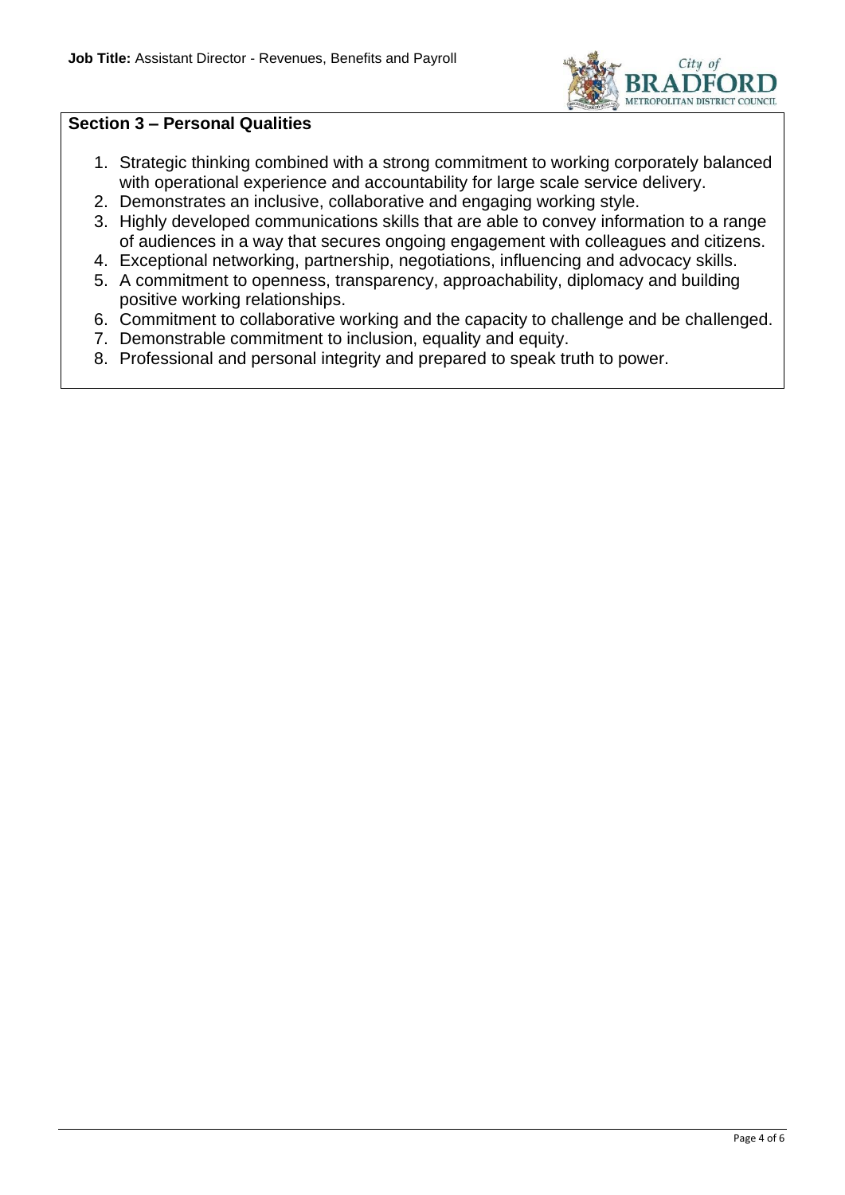**Job Title:** Assistant Director - Revenues, Benefits and Payroll

## Section 3 – Personal Qualities

1. Strategic thinking combined with a strong commitment to working corporately balanced with operational experience and accountability for large scale service delivery.
2. Demonstrates an inclusive, collaborative and engaging working style.
3. Highly developed communications skills that are able to convey information to a range of audiences in a way that secures ongoing engagement with colleagues and citizens.
4. Exceptional networking, partnership, negotiations, influencing and advocacy skills.
5. A commitment to openness, transparency, approachability, diplomacy and building positive working relationships.
6. Commitment to collaborative working and the capacity to challenge and be challenged.
7. Demonstrable commitment to inclusion, equality and equity.
8. Professional and personal integrity and prepared to speak truth to power.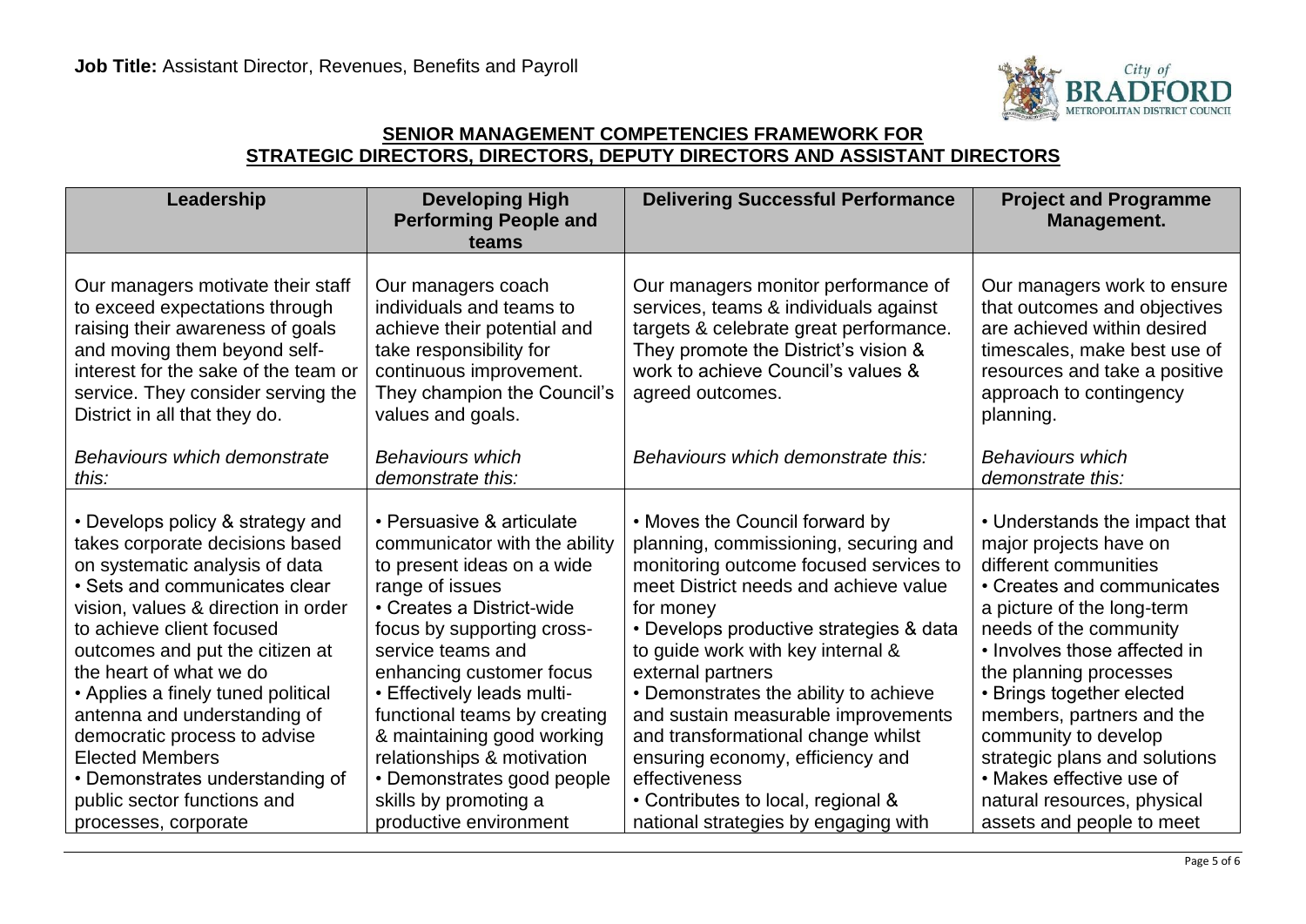**Job Title:** Assistant Director, Revenues, Benefits and Payroll

## SENIOR MANAGEMENT COMPETENCIES FRAMEWORK FOR STRATEGIC DIRECTORS, DIRECTORS, DEPUTY DIRECTORS AND ASSISTANT DIRECTORS

| Leadership | Developing High Performing People and teams | Delivering Successful Performance | Project and Programme Management. |
|---|---|---|---|
| Our managers motivate their staff to exceed expectations through raising their awareness of goals and moving them beyond self-interest for the sake of the team or service. They consider serving the District in all that they do.<br><br>*Behaviours which demonstrate this:* | Our managers coach individuals and teams to achieve their potential and take responsibility for continuous improvement. They champion the Council's values and goals.<br><br>*Behaviours which demonstrate this:* | Our managers monitor performance of services, teams & individuals against targets & celebrate great performance. They promote the District's vision & work to achieve Council's values & agreed outcomes.<br><br>*Behaviours which demonstrate this:* | Our managers work to ensure that outcomes and objectives are achieved within desired timescales, make best use of resources and take a positive approach to contingency planning.<br><br>*Behaviours which demonstrate this:* |
| • Develops policy & strategy and takes corporate decisions based on systematic analysis of data<br>• Sets and communicates clear vision, values & direction in order to achieve client focused outcomes and put the citizen at the heart of what we do<br>• Applies a finely tuned political antenna and understanding of democratic process to advise Elected Members<br>• Demonstrates understanding of public sector functions and processes, corporate | • Persuasive & articulate communicator with the ability to present ideas on a wide range of issues<br>• Creates a District-wide focus by supporting cross-service teams and enhancing customer focus<br>• Effectively leads multi-functional teams by creating & maintaining good working relationships & motivation<br>• Demonstrates good people skills by promoting a productive environment | • Moves the Council forward by planning, commissioning, securing and monitoring outcome focused services to meet District needs and achieve value for money<br>• Develops productive strategies & data to guide work with key internal & external partners<br>• Demonstrates the ability to achieve and sustain measurable improvements and transformational change whilst ensuring economy, efficiency and effectiveness<br>• Contributes to local, regional & national strategies by engaging with | • Understands the impact that major projects have on different communities<br>• Creates and communicates a picture of the long-term needs of the community<br>• Involves those affected in the planning processes<br>• Brings together elected members, partners and the community to develop strategic plans and solutions<br>• Makes effective use of natural resources, physical assets and people to meet |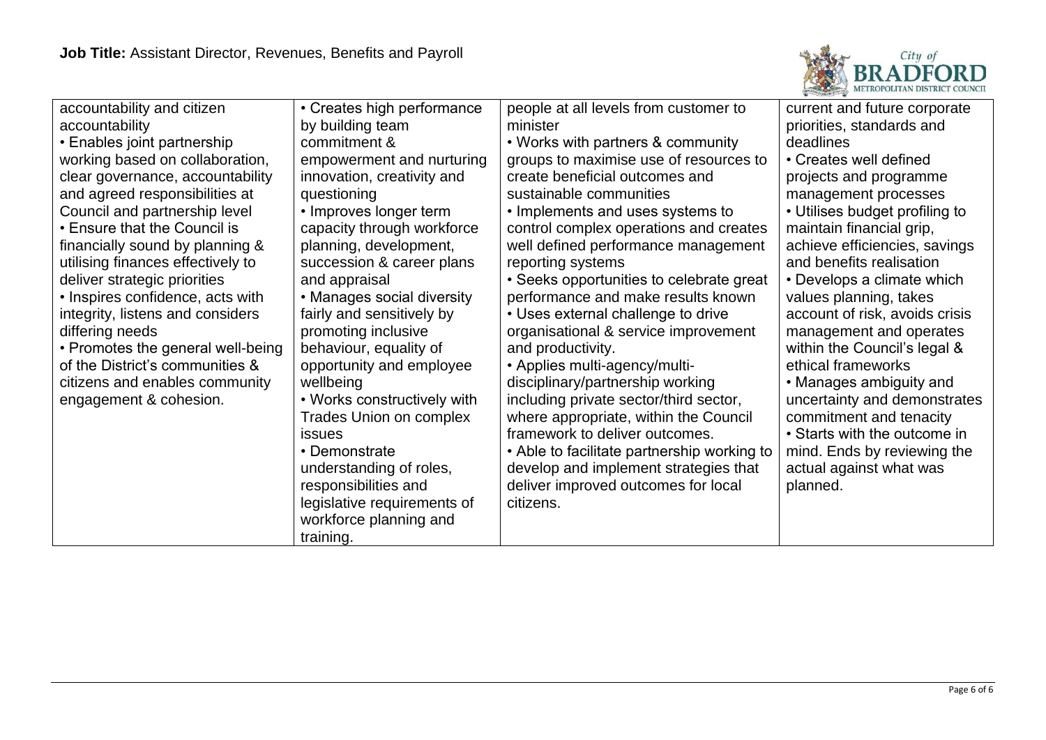**Job Title:** Assistant Director, Revenues, Benefits and Payroll

| | | | |
|---|---|---|---|
| accountability and citizen accountability<br>• Enables joint partnership working based on collaboration, clear governance, accountability and agreed responsibilities at Council and partnership level<br>• Ensure that the Council is financially sound by planning & utilising finances effectively to deliver strategic priorities<br>• Inspires confidence, acts with integrity, listens and considers differing needs<br>• Promotes the general well-being of the District's communities & citizens and enables community engagement & cohesion. | • Creates high performance by building team commitment & empowerment and nurturing innovation, creativity and questioning<br>• Improves longer term capacity through workforce planning, development, succession & career plans and appraisal<br>• Manages social diversity fairly and sensitively by promoting inclusive behaviour, equality of opportunity and employee wellbeing<br>• Works constructively with Trades Union on complex issues<br>• Demonstrate understanding of roles, responsibilities and legislative requirements of workforce planning and training. | people at all levels from customer to minister<br>• Works with partners & community groups to maximise use of resources to create beneficial outcomes and sustainable communities<br>• Implements and uses systems to control complex operations and creates well defined performance management reporting systems<br>• Seeks opportunities to celebrate great performance and make results known<br>• Uses external challenge to drive organisational & service improvement and productivity.<br>• Applies multi-agency/multi-disciplinary/partnership working including private sector/third sector, where appropriate, within the Council framework to deliver outcomes.<br>• Able to facilitate partnership working to develop and implement strategies that deliver improved outcomes for local citizens. | current and future corporate priorities, standards and deadlines<br>• Creates well defined projects and programme management processes<br>• Utilises budget profiling to maintain financial grip, achieve efficiencies, savings and benefits realisation<br>• Develops a climate which values planning, takes account of risk, avoids crisis management and operates within the Council's legal & ethical frameworks<br>• Manages ambiguity and uncertainty and demonstrates commitment and tenacity<br>• Starts with the outcome in mind. Ends by reviewing the actual against what was planned. |